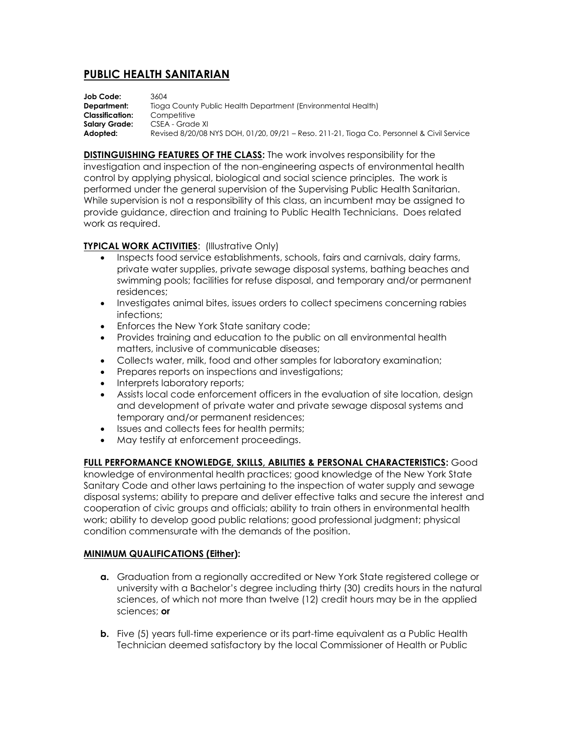# PUBLIC HEALTH SANITARIAN

**Job Code:** 3604
**Department:** Tioga County Public Health Department (Environmental Health)
**Classification:** Competitive
**Salary Grade:** CSEA - Grade XI
**Adopted:** Revised 8/20/08 NYS DOH, 01/20, 09/21 – Reso. 211-21, Tioga Co. Personnel & Civil Service

**DISTINGUISHING FEATURES OF THE CLASS:** The work involves responsibility for the investigation and inspection of the non-engineering aspects of environmental health control by applying physical, biological and social science principles. The work is performed under the general supervision of the Supervising Public Health Sanitarian. While supervision is not a responsibility of this class, an incumbent may be assigned to provide guidance, direction and training to Public Health Technicians. Does related work as required.

**TYPICAL WORK ACTIVITIES**: (Illustrative Only)

- Inspects food service establishments, schools, fairs and carnivals, dairy farms, private water supplies, private sewage disposal systems, bathing beaches and swimming pools; facilities for refuse disposal, and temporary and/or permanent residences;
- Investigates animal bites, issues orders to collect specimens concerning rabies infections;
- Enforces the New York State sanitary code;
- Provides training and education to the public on all environmental health matters, inclusive of communicable diseases;
- Collects water, milk, food and other samples for laboratory examination;
- Prepares reports on inspections and investigations;
- Interprets laboratory reports;
- Assists local code enforcement officers in the evaluation of site location, design and development of private water and private sewage disposal systems and temporary and/or permanent residences;
- Issues and collects fees for health permits;
- May testify at enforcement proceedings.

**FULL PERFORMANCE KNOWLEDGE, SKILLS, ABILITIES & PERSONAL CHARACTERISTICS:** Good knowledge of environmental health practices; good knowledge of the New York State Sanitary Code and other laws pertaining to the inspection of water supply and sewage disposal systems; ability to prepare and deliver effective talks and secure the interest and cooperation of civic groups and officials; ability to train others in environmental health work; ability to develop good public relations; good professional judgment; physical condition commensurate with the demands of the position.

**MINIMUM QUALIFICATIONS (Either):**

**a.** Graduation from a regionally accredited or New York State registered college or university with a Bachelor's degree including thirty (30) credits hours in the natural sciences, of which not more than twelve (12) credit hours may be in the applied sciences; **or**

**b.** Five (5) years full-time experience or its part-time equivalent as a Public Health Technician deemed satisfactory by the local Commissioner of Health or Public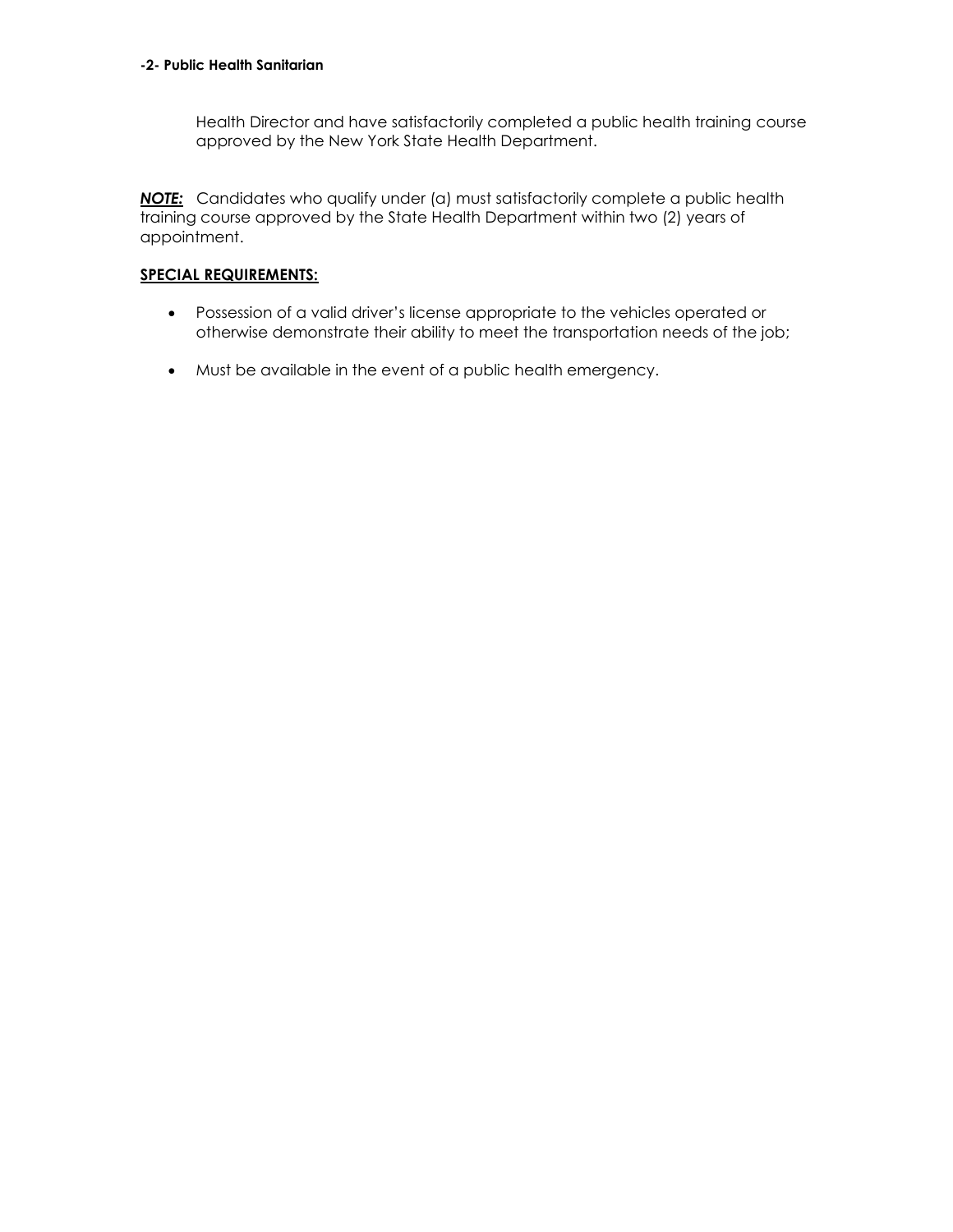Health Director and have satisfactorily completed a public health training course approved by the New York State Health Department.

***NOTE:*** Candidates who qualify under (a) must satisfactorily complete a public health training course approved by the State Health Department within two (2) years of appointment.

**SPECIAL REQUIREMENTS:**

- Possession of a valid driver's license appropriate to the vehicles operated or otherwise demonstrate their ability to meet the transportation needs of the job;
- Must be available in the event of a public health emergency.